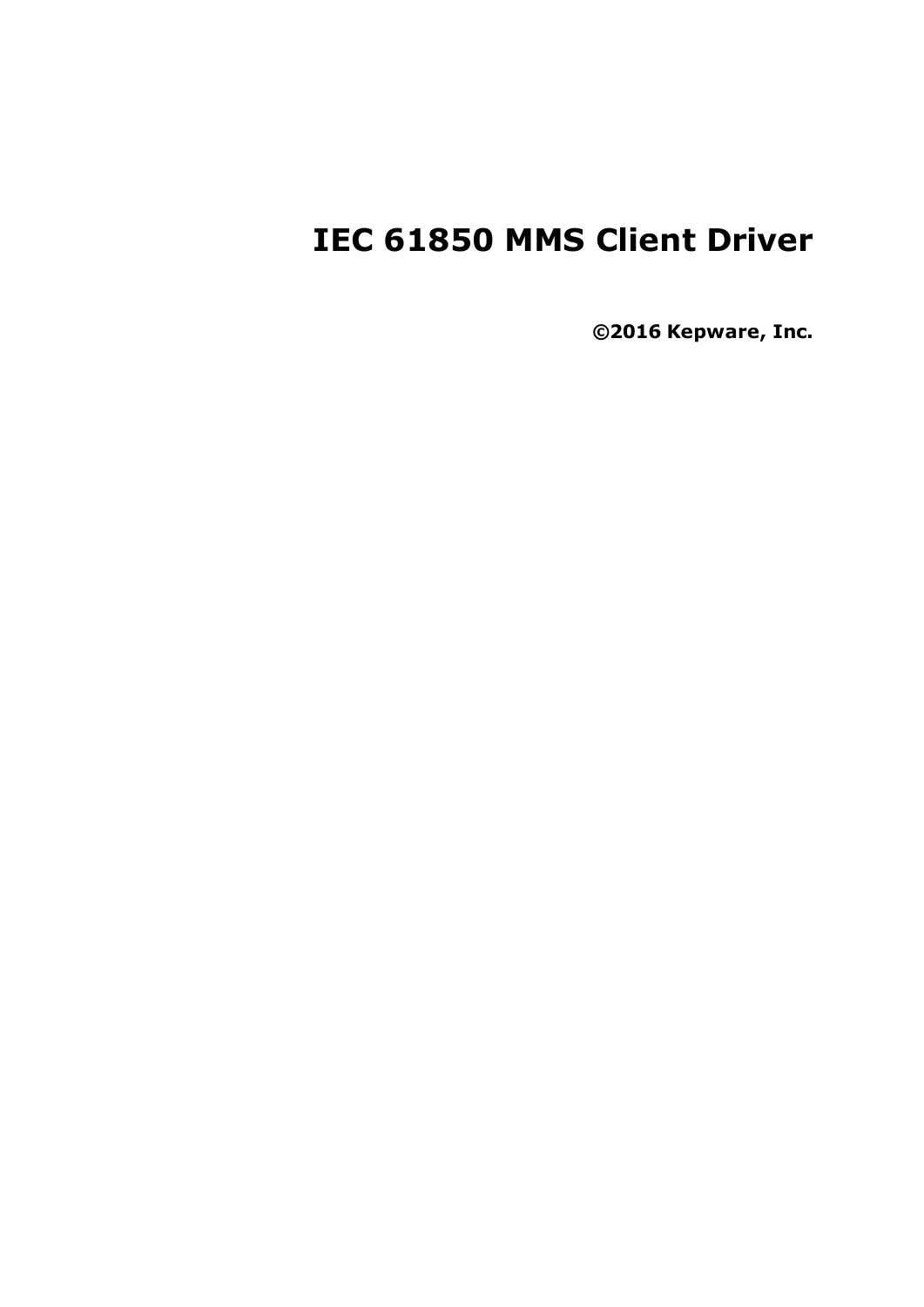# IEC 61850 MMS Client Driver

**©2016 Kepware, Inc.**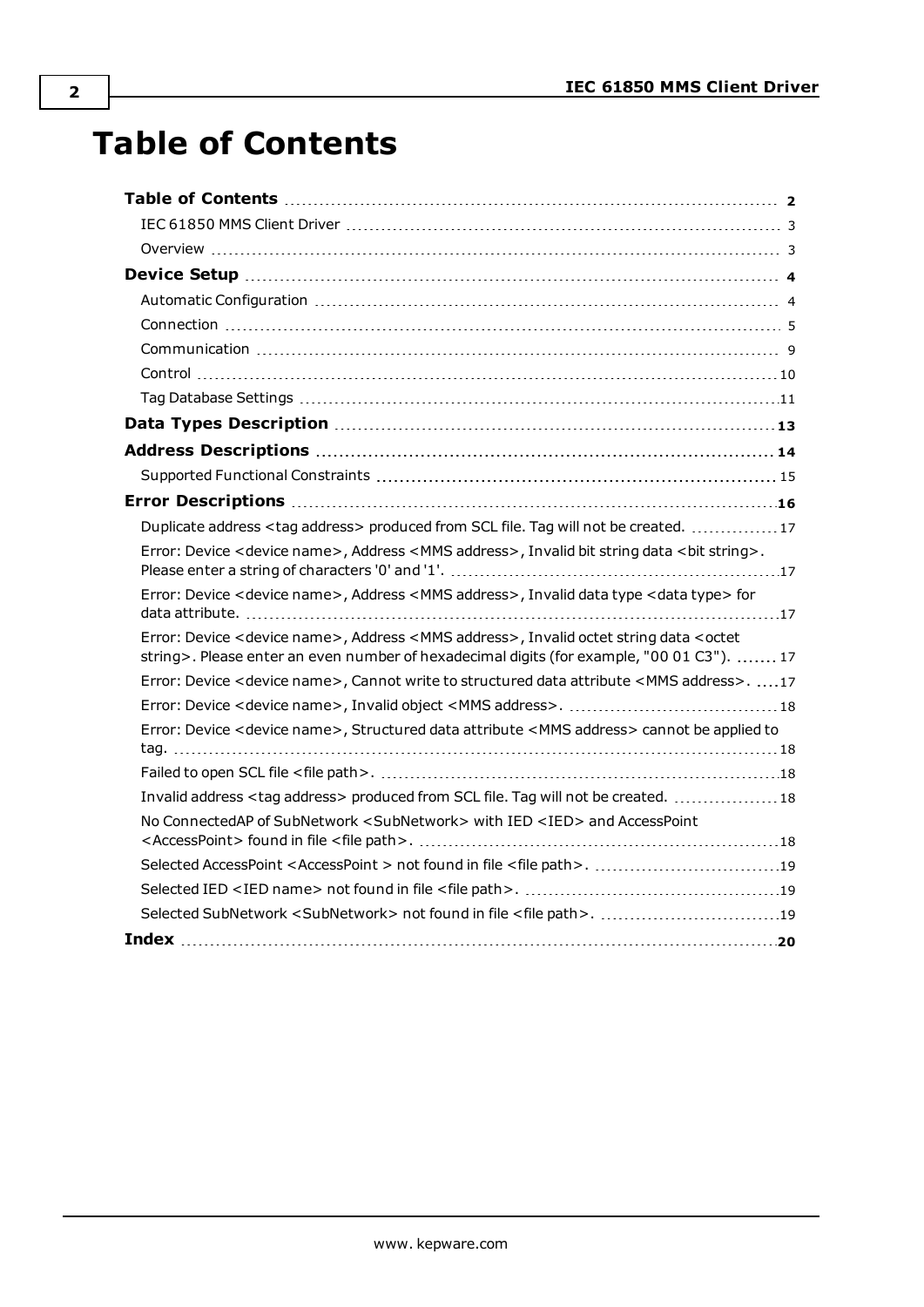# Table of Contents

**Table of Contents** ... **2**

- IEC 61850 MMS Client Driver ... 3
- Overview ... 3

**Device Setup** ... **4**

- Automatic Configuration ... 4
- Connection ... 5
- Communication ... 9
- Control ... 10
- Tag Database Settings ... 11

**Data Types Description** ... **13**

**Address Descriptions** ... **14**

- Supported Functional Constraints ... 15

**Error Descriptions** ... **16**

- Duplicate address <tag address> produced from SCL file. Tag will not be created. ... 17
- Error: Device <device name>, Address <MMS address>, Invalid bit string data <bit string>. Please enter a string of characters '0' and '1'. ... 17
- Error: Device <device name>, Address <MMS address>, Invalid data type <data type> for data attribute. ... 17
- Error: Device <device name>, Address <MMS address>, Invalid octet string data <octet string>. Please enter an even number of hexadecimal digits (for example, "00 01 C3"). ... 17
- Error: Device <device name>, Cannot write to structured data attribute <MMS address>. ... 17
- Error: Device <device name>, Invalid object <MMS address>. ... 18
- Error: Device <device name>, Structured data attribute <MMS address> cannot be applied to tag. ... 18
- Failed to open SCL file <file path>. ... 18
- Invalid address <tag address> produced from SCL file. Tag will not be created. ... 18
- No ConnectedAP of SubNetwork <SubNetwork> with IED <IED> and AccessPoint <AccessPoint> found in file <file path>. ... 18
- Selected AccessPoint <AccessPoint > not found in file <file path>. ... 19
- Selected IED <IED name> not found in file <file path>. ... 19
- Selected SubNetwork <SubNetwork> not found in file <file path>. ... 19

**Index** ... **20**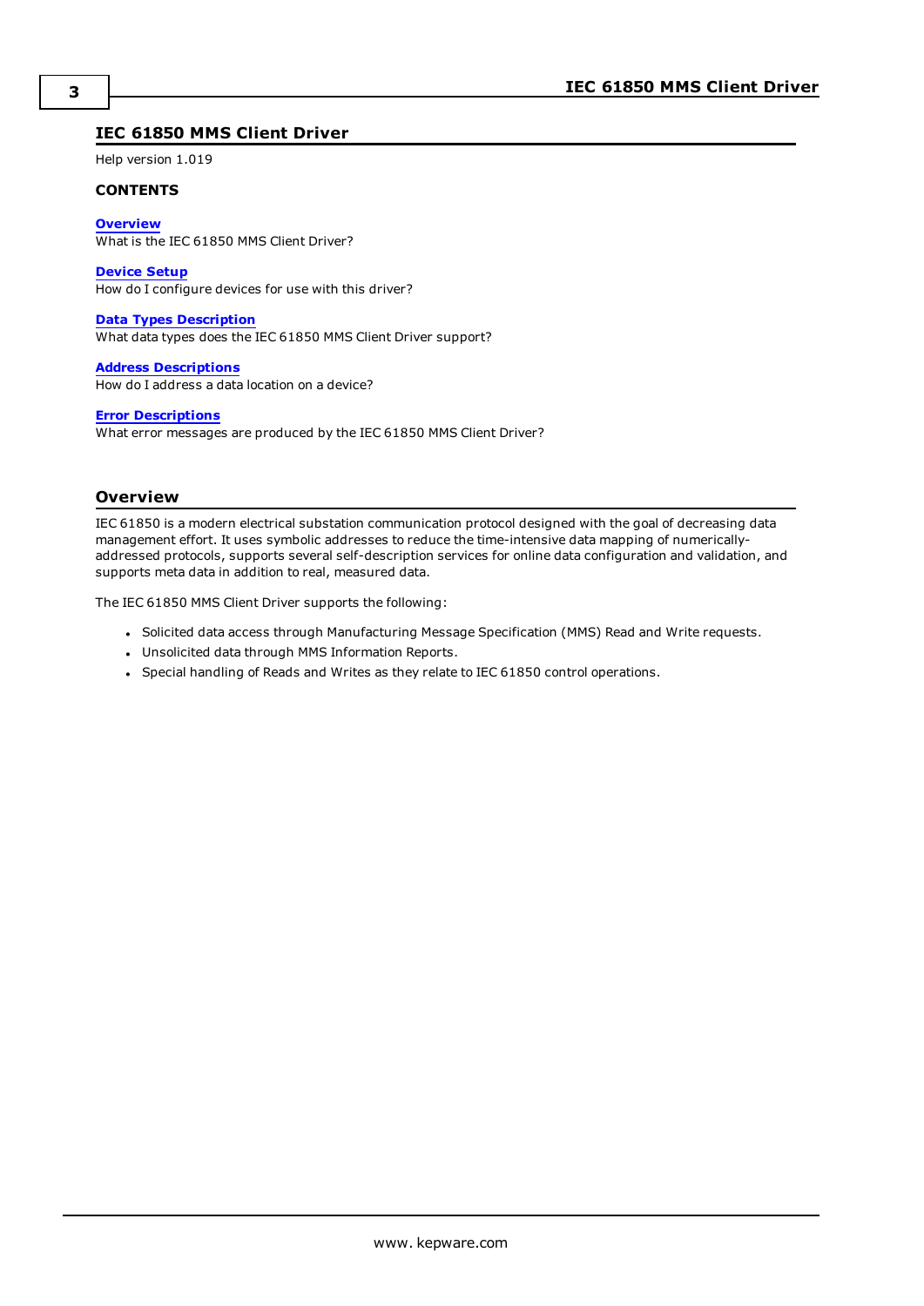# IEC 61850 MMS Client Driver

Help version 1.019

**CONTENTS**

**Overview**
What is the IEC 61850 MMS Client Driver?

**Device Setup**
How do I configure devices for use with this driver?

**Data Types Description**
What data types does the IEC 61850 MMS Client Driver support?

**Address Descriptions**
How do I address a data location on a device?

**Error Descriptions**
What error messages are produced by the IEC 61850 MMS Client Driver?

## Overview

IEC 61850 is a modern electrical substation communication protocol designed with the goal of decreasing data management effort. It uses symbolic addresses to reduce the time-intensive data mapping of numerically-addressed protocols, supports several self-description services for online data configuration and validation, and supports meta data in addition to real, measured data.

The IEC 61850 MMS Client Driver supports the following:

- Solicited data access through Manufacturing Message Specification (MMS) Read and Write requests.
- Unsolicited data through MMS Information Reports.
- Special handling of Reads and Writes as they relate to IEC 61850 control operations.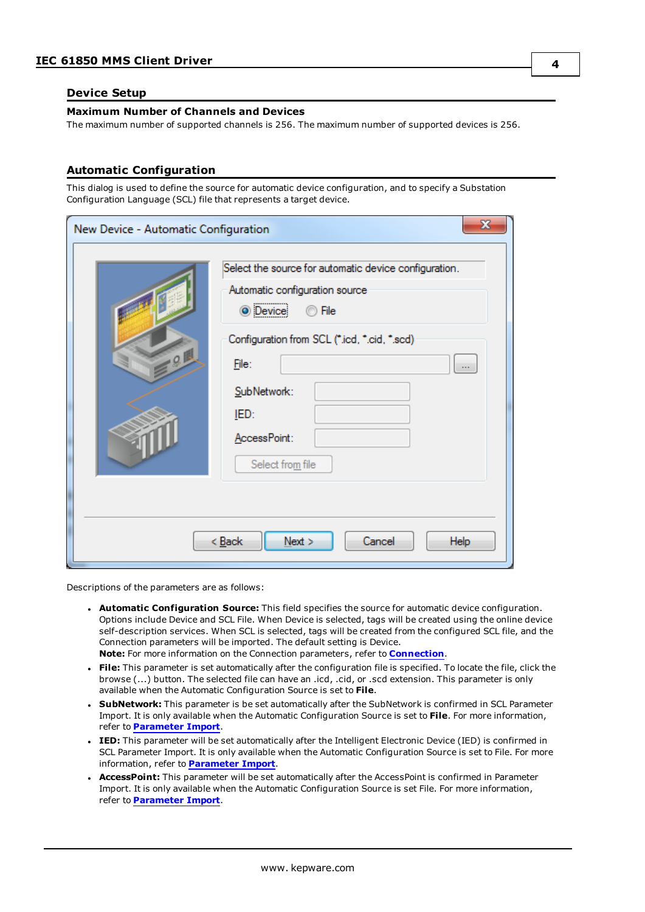## Device Setup

### Maximum Number of Channels and Devices

The maximum number of supported channels is 256. The maximum number of supported devices is 256.

## Automatic Configuration

This dialog is used to define the source for automatic device configuration, and to specify a Substation Configuration Language (SCL) file that represents a target device.

Descriptions of the parameters are as follows:

- **Automatic Configuration Source:** This field specifies the source for automatic device configuration. Options include Device and SCL File. When Device is selected, tags will be created using the online device self-description services. When SCL is selected, tags will be created from the configured SCL file, and the Connection parameters will be imported. The default setting is Device.
  **Note:** For more information on the Connection parameters, refer to **Connection**.
- **File:** This parameter is set automatically after the configuration file is specified. To locate the file, click the browse (...) button. The selected file can have an .icd, .cid, or .scd extension. This parameter is only available when the Automatic Configuration Source is set to **File**.
- **SubNetwork:** This parameter is be set automatically after the SubNetwork is confirmed in SCL Parameter Import. It is only available when the Automatic Configuration Source is set to **File**. For more information, refer to **Parameter Import**.
- **IED:** This parameter will be set automatically after the Intelligent Electronic Device (IED) is confirmed in SCL Parameter Import. It is only available when the Automatic Configuration Source is set to File. For more information, refer to **Parameter Import**.
- **AccessPoint:** This parameter will be set automatically after the AccessPoint is confirmed in Parameter Import. It is only available when the Automatic Configuration Source is set File. For more information, refer to **Parameter Import**.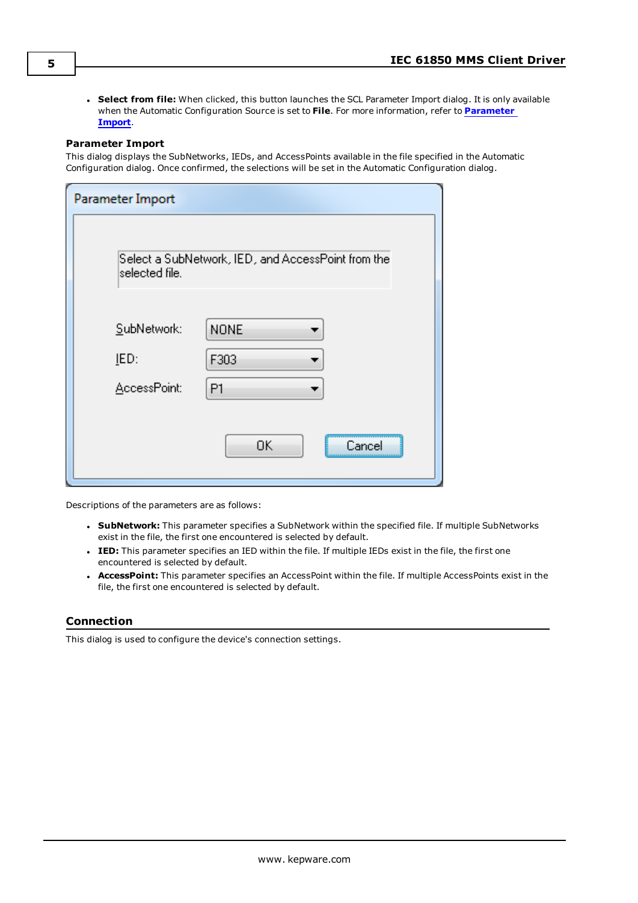- **Select from file:** When clicked, this button launches the SCL Parameter Import dialog. It is only available when the Automatic Configuration Source is set to **File**. For more information, refer to **Parameter Import**.

### Parameter Import

This dialog displays the SubNetworks, IEDs, and AccessPoints available in the file specified in the Automatic Configuration dialog. Once confirmed, the selections will be set in the Automatic Configuration dialog.

Descriptions of the parameters are as follows:

- **SubNetwork:** This parameter specifies a SubNetwork within the specified file. If multiple SubNetworks exist in the file, the first one encountered is selected by default.
- **IED:** This parameter specifies an IED within the file. If multiple IEDs exist in the file, the first one encountered is selected by default.
- **AccessPoint:** This parameter specifies an AccessPoint within the file. If multiple AccessPoints exist in the file, the first one encountered is selected by default.

## Connection

This dialog is used to configure the device's connection settings.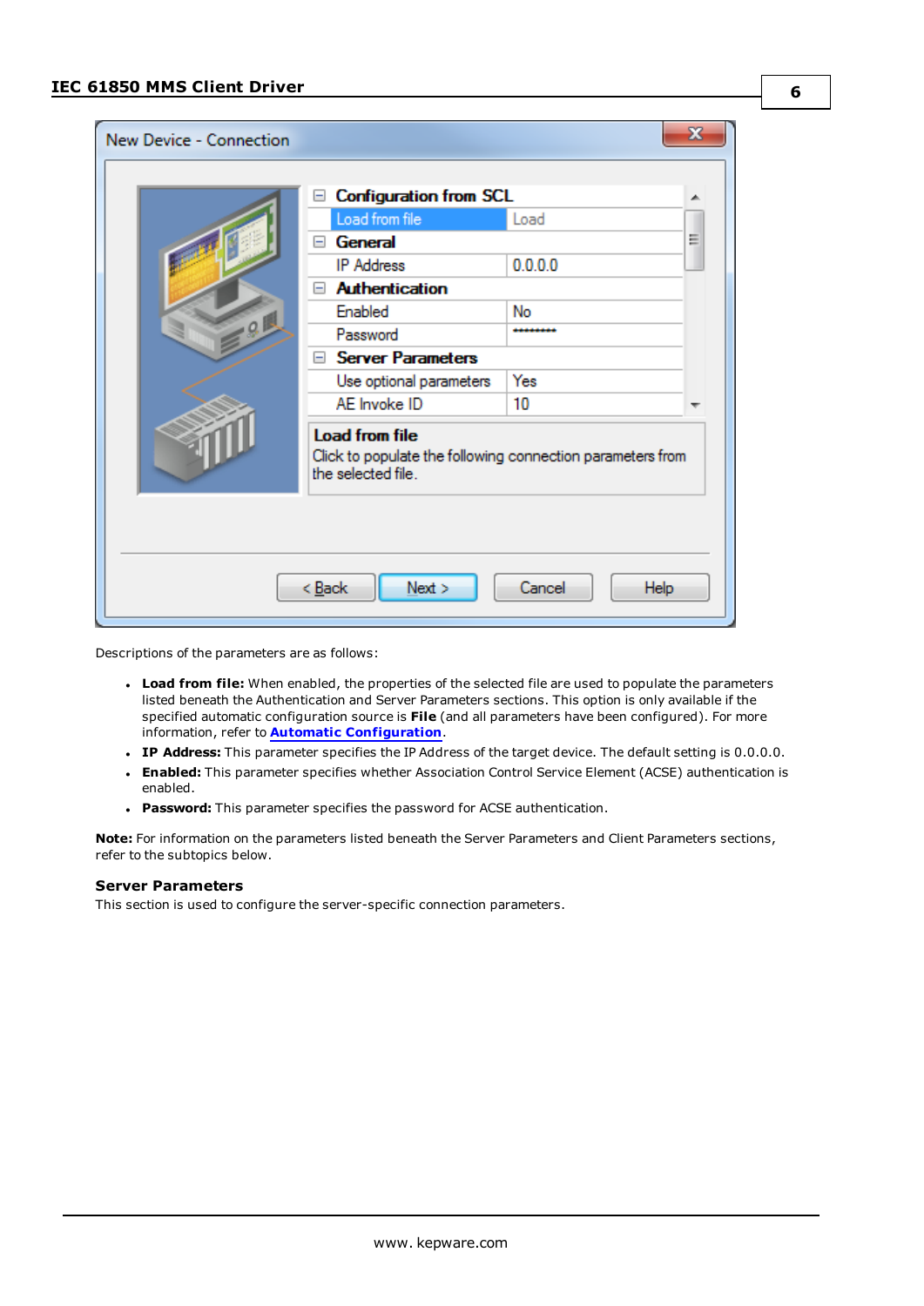Descriptions of the parameters are as follows:

- **Load from file:** When enabled, the properties of the selected file are used to populate the parameters listed beneath the Authentication and Server Parameters sections. This option is only available if the specified automatic configuration source is **File** (and all parameters have been configured). For more information, refer to **Automatic Configuration**.
- **IP Address:** This parameter specifies the IP Address of the target device. The default setting is 0.0.0.0.
- **Enabled:** This parameter specifies whether Association Control Service Element (ACSE) authentication is enabled.
- **Password:** This parameter specifies the password for ACSE authentication.

**Note:** For information on the parameters listed beneath the Server Parameters and Client Parameters sections, refer to the subtopics below.

### Server Parameters

This section is used to configure the server-specific connection parameters.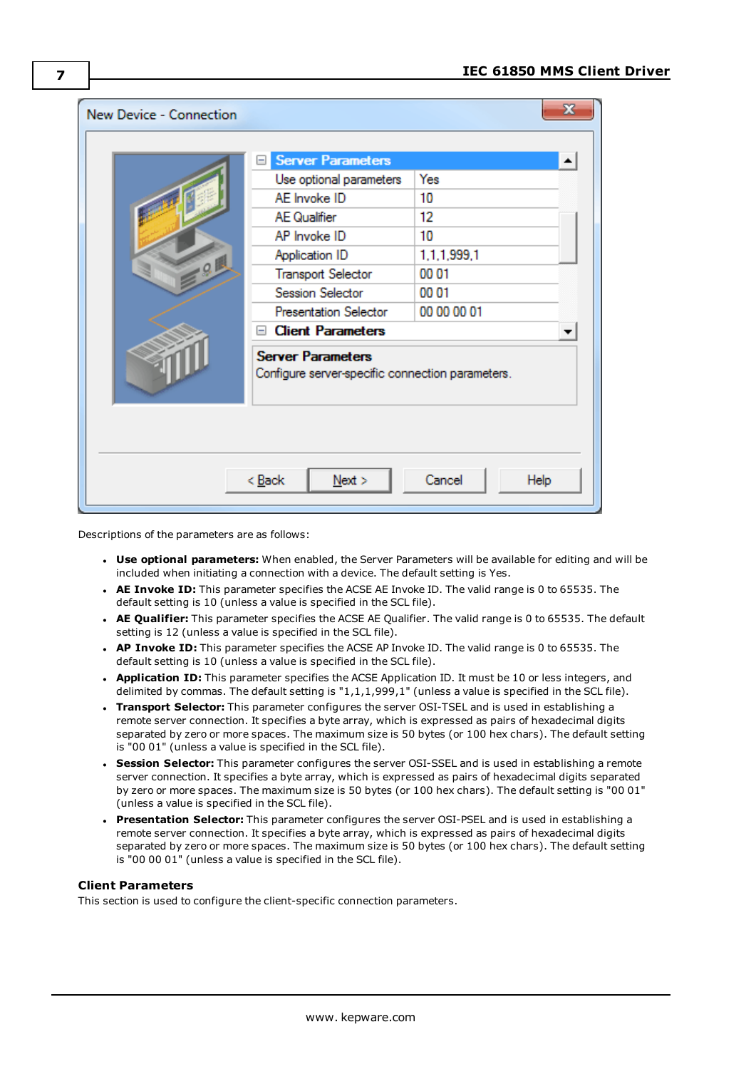Descriptions of the parameters are as follows:

- **Use optional parameters:** When enabled, the Server Parameters will be available for editing and will be included when initiating a connection with a device. The default setting is Yes.
- **AE Invoke ID:** This parameter specifies the ACSE AE Invoke ID. The valid range is 0 to 65535. The default setting is 10 (unless a value is specified in the SCL file).
- **AE Qualifier:** This parameter specifies the ACSE AE Qualifier. The valid range is 0 to 65535. The default setting is 12 (unless a value is specified in the SCL file).
- **AP Invoke ID:** This parameter specifies the ACSE AP Invoke ID. The valid range is 0 to 65535. The default setting is 10 (unless a value is specified in the SCL file).
- **Application ID:** This parameter specifies the ACSE Application ID. It must be 10 or less integers, and delimited by commas. The default setting is "1,1,1,999,1" (unless a value is specified in the SCL file).
- **Transport Selector:** This parameter configures the server OSI-TSEL and is used in establishing a remote server connection. It specifies a byte array, which is expressed as pairs of hexadecimal digits separated by zero or more spaces. The maximum size is 50 bytes (or 100 hex chars). The default setting is "00 01" (unless a value is specified in the SCL file).
- **Session Selector:** This parameter configures the server OSI-SSEL and is used in establishing a remote server connection. It specifies a byte array, which is expressed as pairs of hexadecimal digits separated by zero or more spaces. The maximum size is 50 bytes (or 100 hex chars). The default setting is "00 01" (unless a value is specified in the SCL file).
- **Presentation Selector:** This parameter configures the server OSI-PSEL and is used in establishing a remote server connection. It specifies a byte array, which is expressed as pairs of hexadecimal digits separated by zero or more spaces. The maximum size is 50 bytes (or 100 hex chars). The default setting is "00 00 00 01" (unless a value is specified in the SCL file).

### Client Parameters

This section is used to configure the client-specific connection parameters.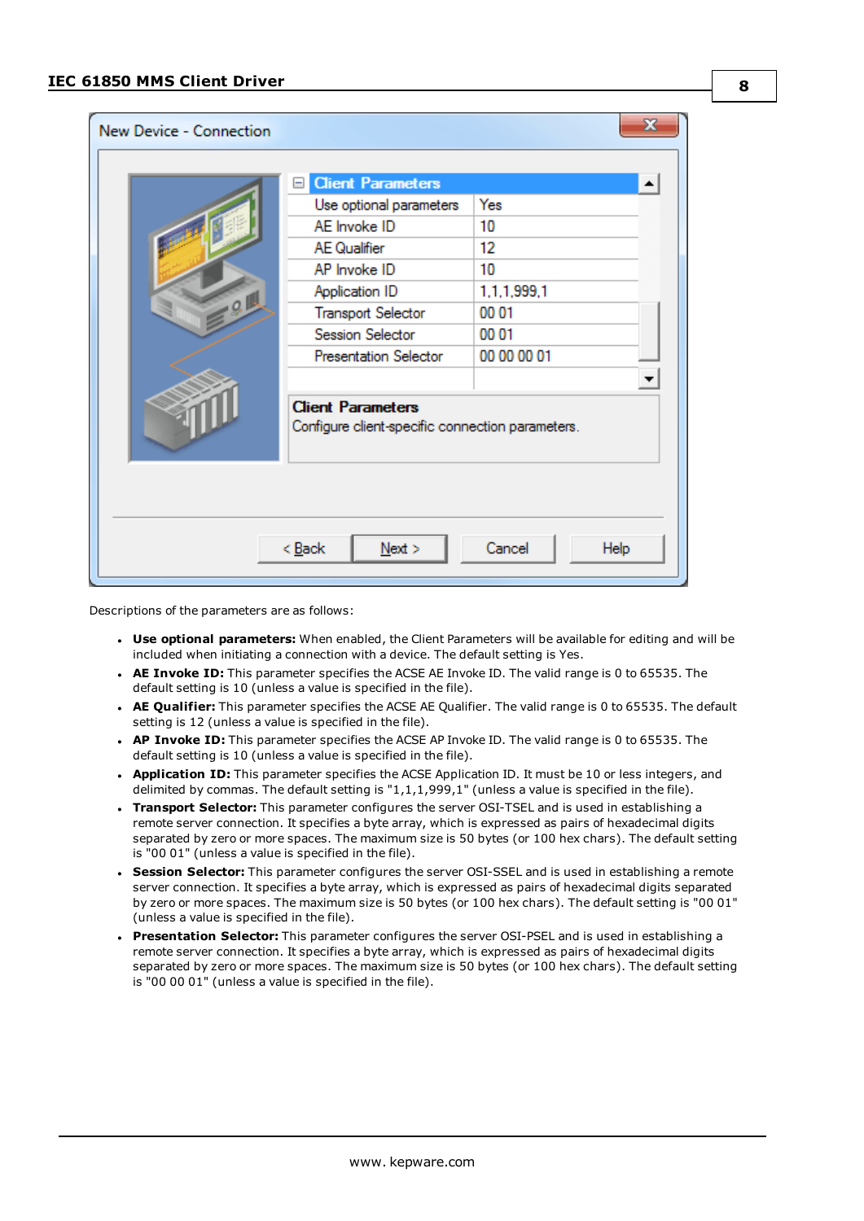Descriptions of the parameters are as follows:

- **Use optional parameters:** When enabled, the Client Parameters will be available for editing and will be included when initiating a connection with a device. The default setting is Yes.
- **AE Invoke ID:** This parameter specifies the ACSE AE Invoke ID. The valid range is 0 to 65535. The default setting is 10 (unless a value is specified in the file).
- **AE Qualifier:** This parameter specifies the ACSE AE Qualifier. The valid range is 0 to 65535. The default setting is 12 (unless a value is specified in the file).
- **AP Invoke ID:** This parameter specifies the ACSE AP Invoke ID. The valid range is 0 to 65535. The default setting is 10 (unless a value is specified in the file).
- **Application ID:** This parameter specifies the ACSE Application ID. It must be 10 or less integers, and delimited by commas. The default setting is "1,1,1,999,1" (unless a value is specified in the file).
- **Transport Selector:** This parameter configures the server OSI-TSEL and is used in establishing a remote server connection. It specifies a byte array, which is expressed as pairs of hexadecimal digits separated by zero or more spaces. The maximum size is 50 bytes (or 100 hex chars). The default setting is "00 01" (unless a value is specified in the file).
- **Session Selector:** This parameter configures the server OSI-SSEL and is used in establishing a remote server connection. It specifies a byte array, which is expressed as pairs of hexadecimal digits separated by zero or more spaces. The maximum size is 50 bytes (or 100 hex chars). The default setting is "00 01" (unless a value is specified in the file).
- **Presentation Selector:** This parameter configures the server OSI-PSEL and is used in establishing a remote server connection. It specifies a byte array, which is expressed as pairs of hexadecimal digits separated by zero or more spaces. The maximum size is 50 bytes (or 100 hex chars). The default setting is "00 00 01" (unless a value is specified in the file).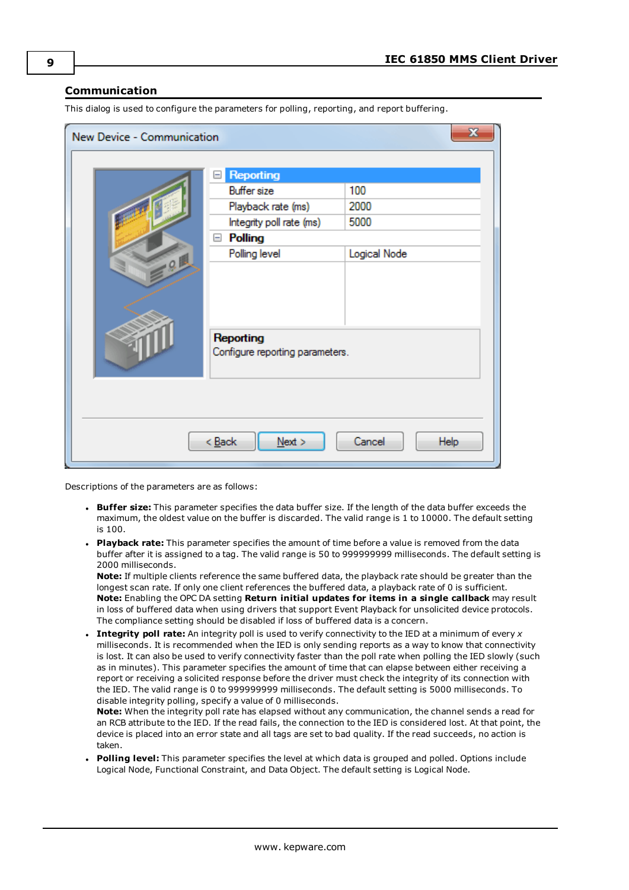## Communication

This dialog is used to configure the parameters for polling, reporting, and report buffering.

Descriptions of the parameters are as follows:

- **Buffer size:** This parameter specifies the data buffer size. If the length of the data buffer exceeds the maximum, the oldest value on the buffer is discarded. The valid range is 1 to 10000. The default setting is 100.
- **Playback rate:** This parameter specifies the amount of time before a value is removed from the data buffer after it is assigned to a tag. The valid range is 50 to 999999999 milliseconds. The default setting is 2000 milliseconds.
  **Note:** If multiple clients reference the same buffered data, the playback rate should be greater than the longest scan rate. If only one client references the buffered data, a playback rate of 0 is sufficient.
  **Note:** Enabling the OPC DA setting **Return initial updates for items in a single callback** may result in loss of buffered data when using drivers that support Event Playback for unsolicited device protocols. The compliance setting should be disabled if loss of buffered data is a concern.
- **Integrity poll rate:** An integrity poll is used to verify connectivity to the IED at a minimum of every *x* milliseconds. It is recommended when the IED is only sending reports as a way to know that connectivity is lost. It can also be used to verify connectivity faster than the poll rate when polling the IED slowly (such as in minutes). This parameter specifies the amount of time that can elapse between either receiving a report or receiving a solicited response before the driver must check the integrity of its connection with the IED. The valid range is 0 to 999999999 milliseconds. The default setting is 5000 milliseconds. To disable integrity polling, specify a value of 0 milliseconds.
  **Note:** When the integrity poll rate has elapsed without any communication, the channel sends a read for an RCB attribute to the IED. If the read fails, the connection to the IED is considered lost. At that point, the device is placed into an error state and all tags are set to bad quality. If the read succeeds, no action is taken.
- **Polling level:** This parameter specifies the level at which data is grouped and polled. Options include Logical Node, Functional Constraint, and Data Object. The default setting is Logical Node.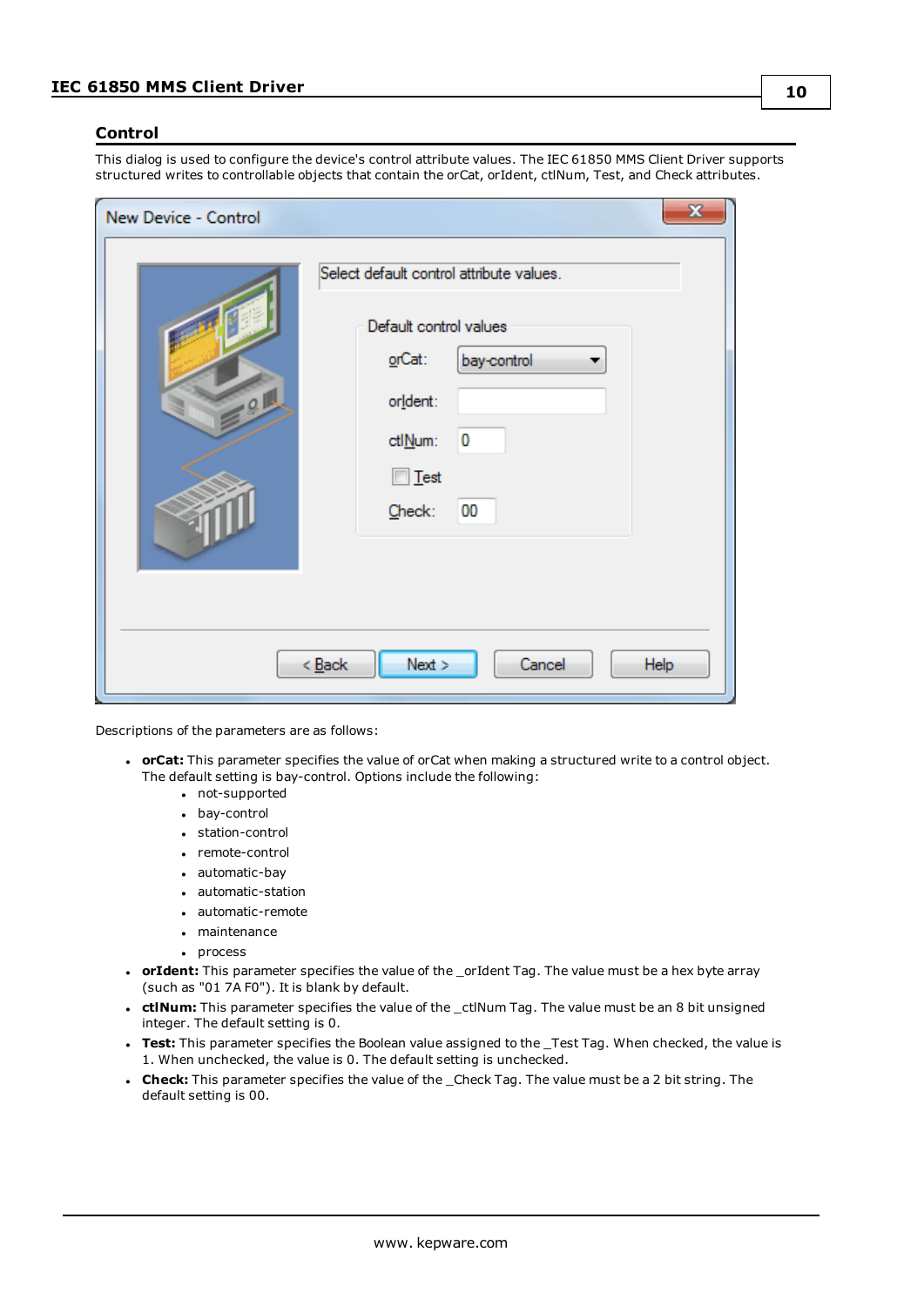## Control

This dialog is used to configure the device's control attribute values. The IEC 61850 MMS Client Driver supports structured writes to controllable objects that contain the orCat, orIdent, ctlNum, Test, and Check attributes.

Descriptions of the parameters are as follows:

- **orCat:** This parameter specifies the value of orCat when making a structured write to a control object. The default setting is bay-control. Options include the following:
  - not-supported
  - bay-control
  - station-control
  - remote-control
  - automatic-bay
  - automatic-station
  - automatic-remote
  - maintenance
  - process
- **orIdent:** This parameter specifies the value of the _orIdent Tag. The value must be a hex byte array (such as "01 7A F0"). It is blank by default.
- **ctlNum:** This parameter specifies the value of the _ctlNum Tag. The value must be an 8 bit unsigned integer. The default setting is 0.
- **Test:** This parameter specifies the Boolean value assigned to the _Test Tag. When checked, the value is 1. When unchecked, the value is 0. The default setting is unchecked.
- **Check:** This parameter specifies the value of the _Check Tag. The value must be a 2 bit string. The default setting is 00.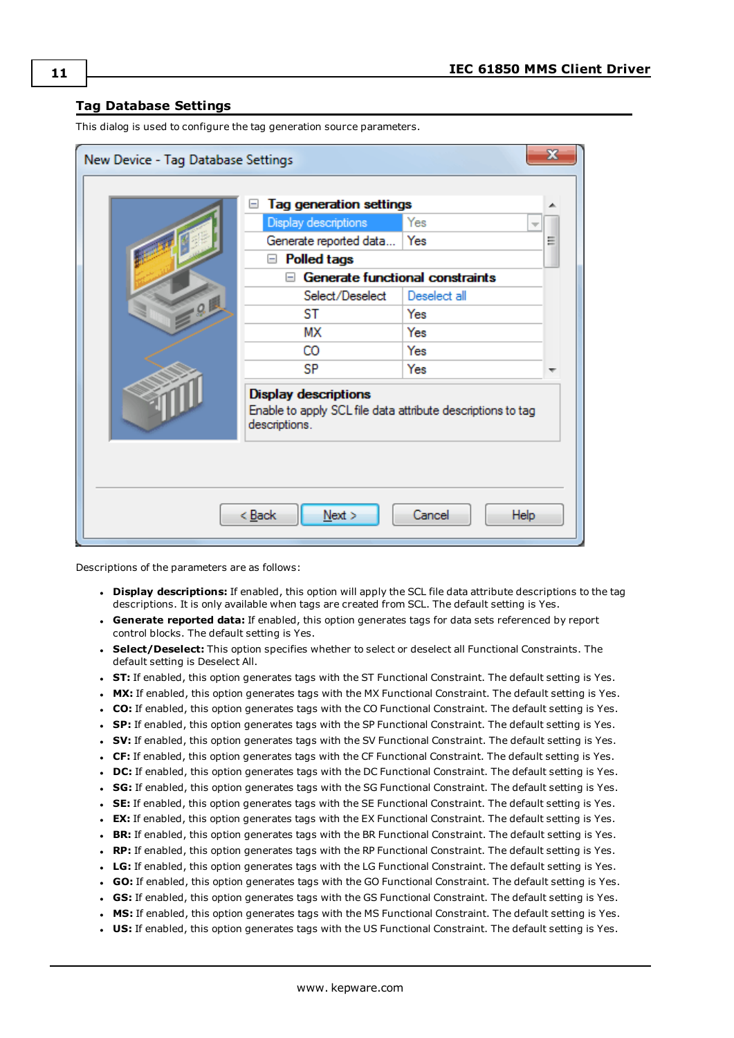## Tag Database Settings

This dialog is used to configure the tag generation source parameters.

Descriptions of the parameters are as follows:

- **Display descriptions:** If enabled, this option will apply the SCL file data attribute descriptions to the tag descriptions. It is only available when tags are created from SCL. The default setting is Yes.
- **Generate reported data:** If enabled, this option generates tags for data sets referenced by report control blocks. The default setting is Yes.
- **Select/Deselect:** This option specifies whether to select or deselect all Functional Constraints. The default setting is Deselect All.
- **ST:** If enabled, this option generates tags with the ST Functional Constraint. The default setting is Yes.
- **MX:** If enabled, this option generates tags with the MX Functional Constraint. The default setting is Yes.
- **CO:** If enabled, this option generates tags with the CO Functional Constraint. The default setting is Yes.
- **SP:** If enabled, this option generates tags with the SP Functional Constraint. The default setting is Yes.
- **SV:** If enabled, this option generates tags with the SV Functional Constraint. The default setting is Yes.
- **CF:** If enabled, this option generates tags with the CF Functional Constraint. The default setting is Yes.
- **DC:** If enabled, this option generates tags with the DC Functional Constraint. The default setting is Yes.
- **SG:** If enabled, this option generates tags with the SG Functional Constraint. The default setting is Yes.
- **SE:** If enabled, this option generates tags with the SE Functional Constraint. The default setting is Yes.
- **EX:** If enabled, this option generates tags with the EX Functional Constraint. The default setting is Yes.
- **BR:** If enabled, this option generates tags with the BR Functional Constraint. The default setting is Yes.
- **RP:** If enabled, this option generates tags with the RP Functional Constraint. The default setting is Yes.
- **LG:** If enabled, this option generates tags with the LG Functional Constraint. The default setting is Yes.
- **GO:** If enabled, this option generates tags with the GO Functional Constraint. The default setting is Yes.
- **GS:** If enabled, this option generates tags with the GS Functional Constraint. The default setting is Yes.
- **MS:** If enabled, this option generates tags with the MS Functional Constraint. The default setting is Yes.
- **US:** If enabled, this option generates tags with the US Functional Constraint. The default setting is Yes.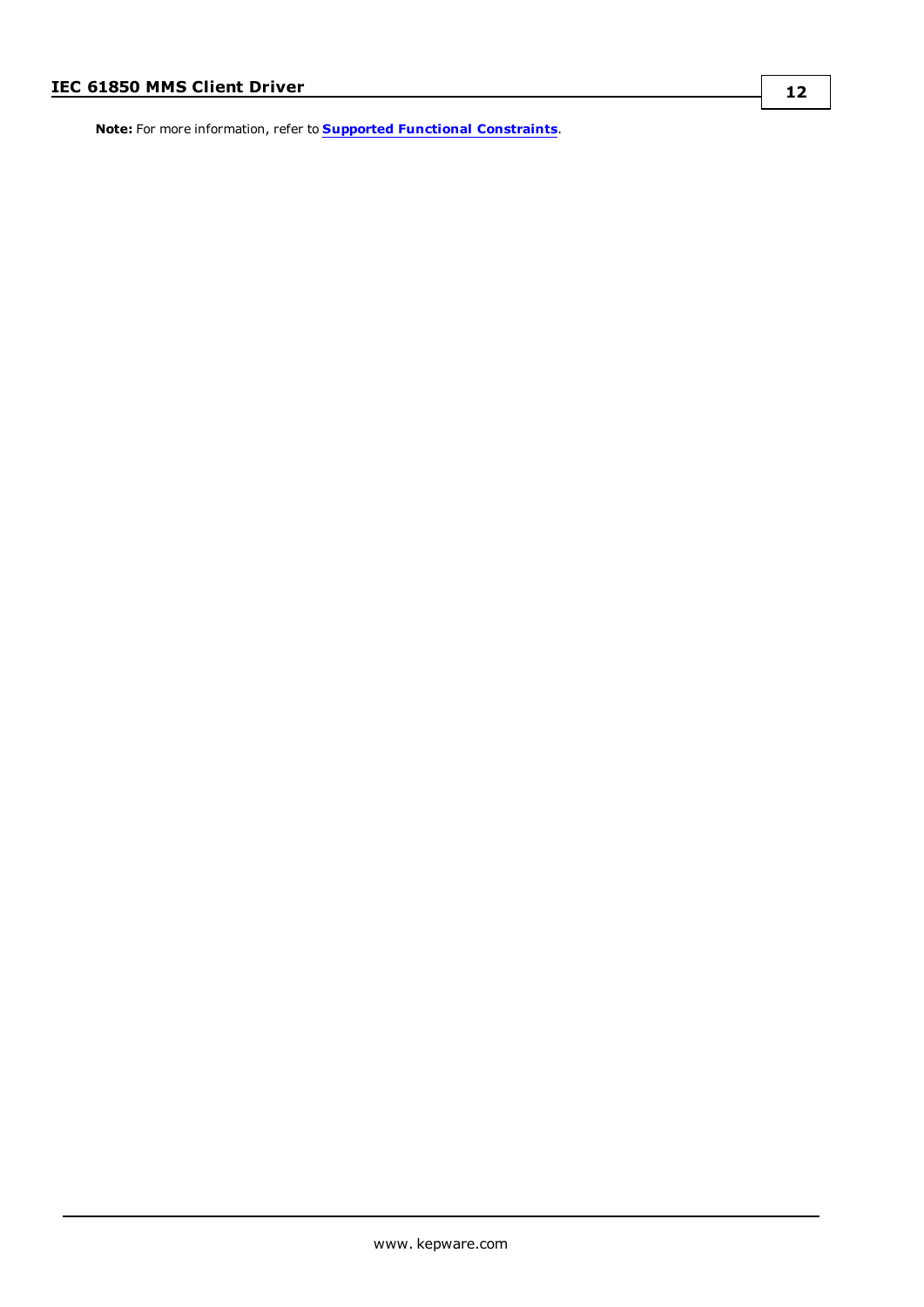**Note:** For more information, refer to **Supported Functional Constraints**.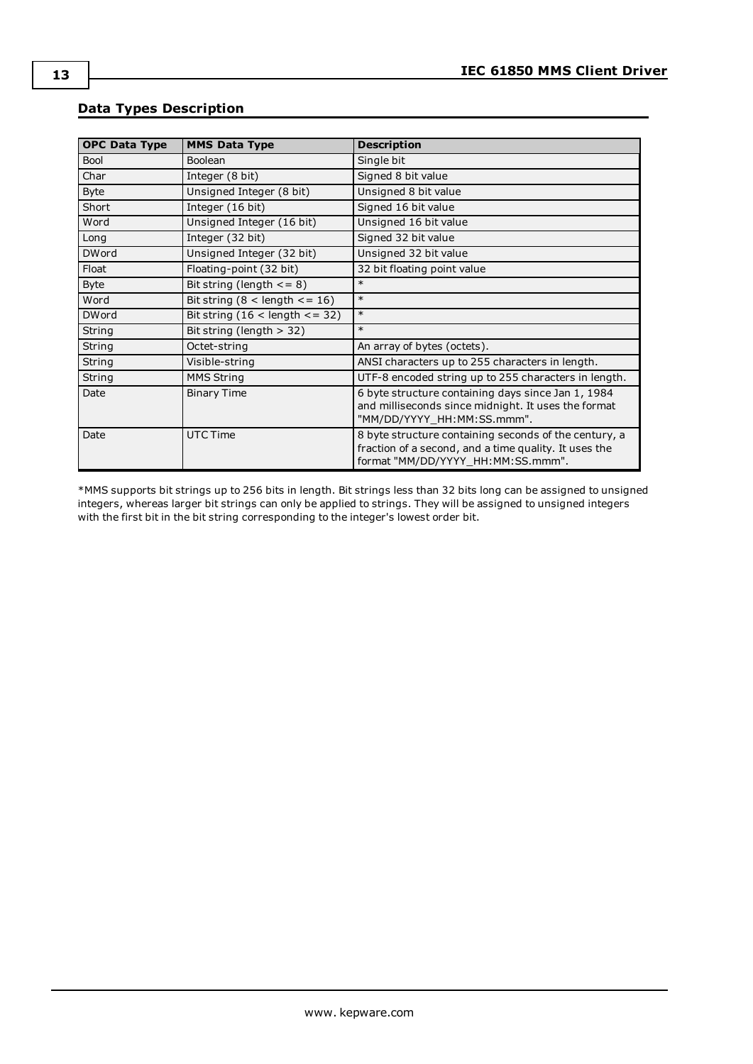## Data Types Description

| OPC Data Type | MMS Data Type | Description |
|---|---|---|
| Bool | Boolean | Single bit |
| Char | Integer (8 bit) | Signed 8 bit value |
| Byte | Unsigned Integer (8 bit) | Unsigned 8 bit value |
| Short | Integer (16 bit) | Signed 16 bit value |
| Word | Unsigned Integer (16 bit) | Unsigned 16 bit value |
| Long | Integer (32 bit) | Signed 32 bit value |
| DWord | Unsigned Integer (32 bit) | Unsigned 32 bit value |
| Float | Floating-point (32 bit) | 32 bit floating point value |
| Byte | Bit string (length <= 8) | * |
| Word | Bit string (8 < length <= 16) | * |
| DWord | Bit string (16 < length <= 32) | * |
| String | Bit string (length > 32) | * |
| String | Octet-string | An array of bytes (octets). |
| String | Visible-string | ANSI characters up to 255 characters in length. |
| String | MMS String | UTF-8 encoded string up to 255 characters in length. |
| Date | Binary Time | 6 byte structure containing days since Jan 1, 1984 and milliseconds since midnight. It uses the format "MM/DD/YYYY_HH:MM:SS.mmm". |
| Date | UTC Time | 8 byte structure containing seconds of the century, a fraction of a second, and a time quality. It uses the format "MM/DD/YYYY_HH:MM:SS.mmm". |

*MMS supports bit strings up to 256 bits in length. Bit strings less than 32 bits long can be assigned to unsigned integers, whereas larger bit strings can only be applied to strings. They will be assigned to unsigned integers with the first bit in the bit string corresponding to the integer's lowest order bit.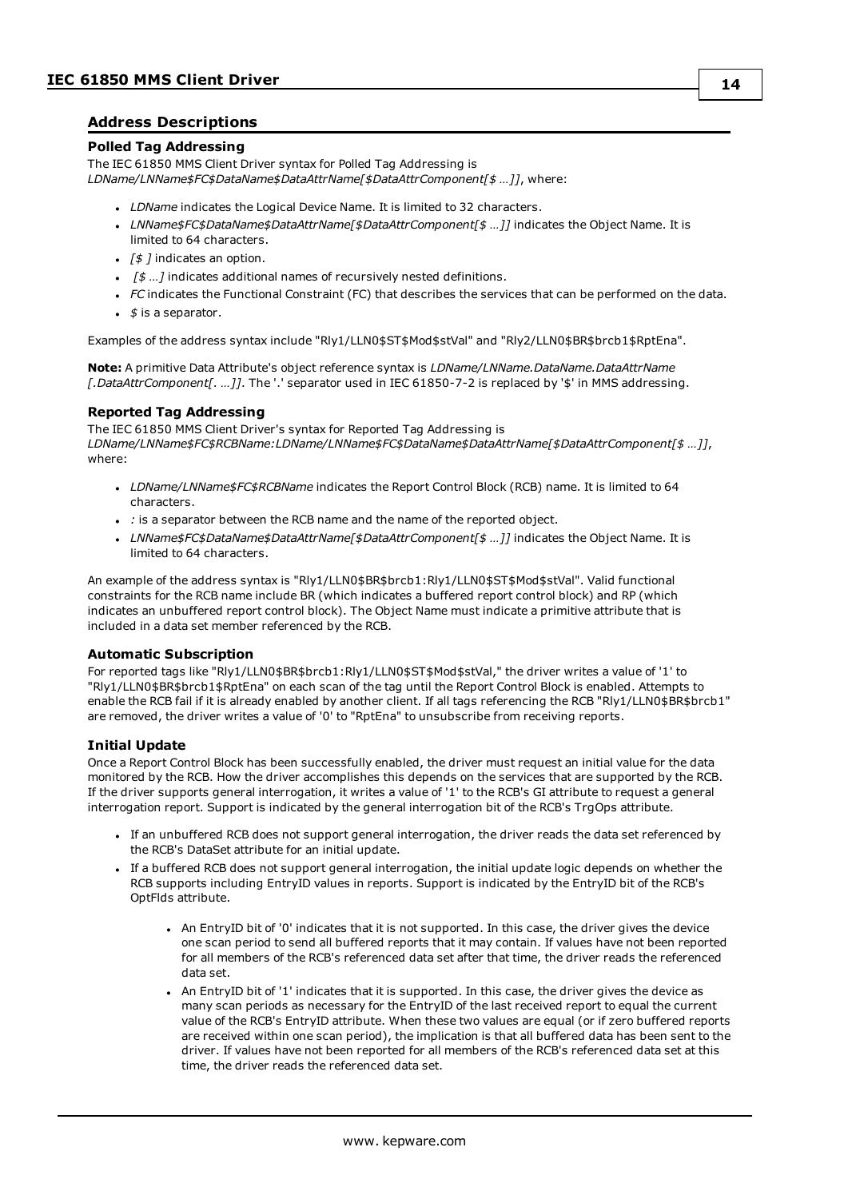## Address Descriptions

### Polled Tag Addressing

The IEC 61850 MMS Client Driver syntax for Polled Tag Addressing is *LDName/LNName$FC$DataName$DataAttrName[$DataAttrComponent[$ …]]*, where:

- *LDName* indicates the Logical Device Name. It is limited to 32 characters.
- *LNName$FC$DataName$DataAttrName[$DataAttrComponent[$ …]]* indicates the Object Name. It is limited to 64 characters.
- *[$ ]* indicates an option.
- *[$ …]* indicates additional names of recursively nested definitions.
- *FC* indicates the Functional Constraint (FC) that describes the services that can be performed on the data.
- *$* is a separator.

Examples of the address syntax include "Rly1/LLN0$ST$Mod$stVal" and "Rly2/LLN0$BR$brcb1$RptEna".

**Note:** A primitive Data Attribute's object reference syntax is *LDName/LNName.DataName.DataAttrName [.DataAttrComponent[. …]]*. The '.' separator used in IEC 61850-7-2 is replaced by '$' in MMS addressing.

### Reported Tag Addressing

The IEC 61850 MMS Client Driver's syntax for Reported Tag Addressing is *LDName/LNName$FC$RCBName:LDName/LNName$FC$DataName$DataAttrName[$DataAttrComponent[$ …]]*, where:

- *LDName/LNName$FC$RCBName* indicates the Report Control Block (RCB) name. It is limited to 64 characters.
- *:* is a separator between the RCB name and the name of the reported object.
- *LNName$FC$DataName$DataAttrName[$DataAttrComponent[$ …]]* indicates the Object Name. It is limited to 64 characters.

An example of the address syntax is "Rly1/LLN0$BR$brcb1:Rly1/LLN0$ST$Mod$stVal". Valid functional constraints for the RCB name include BR (which indicates a buffered report control block) and RP (which indicates an unbuffered report control block). The Object Name must indicate a primitive attribute that is included in a data set member referenced by the RCB.

### Automatic Subscription

For reported tags like "Rly1/LLN0$BR$brcb1:Rly1/LLN0$ST$Mod$stVal," the driver writes a value of '1' to "Rly1/LLN0$BR$brcb1$RptEna" on each scan of the tag until the Report Control Block is enabled. Attempts to enable the RCB fail if it is already enabled by another client. If all tags referencing the RCB "Rly1/LLN0$BR$brcb1" are removed, the driver writes a value of '0' to "RptEna" to unsubscribe from receiving reports.

### Initial Update

Once a Report Control Block has been successfully enabled, the driver must request an initial value for the data monitored by the RCB. How the driver accomplishes this depends on the services that are supported by the RCB. If the driver supports general interrogation, it writes a value of '1' to the RCB's GI attribute to request a general interrogation report. Support is indicated by the general interrogation bit of the RCB's TrgOps attribute.

- If an unbuffered RCB does not support general interrogation, the driver reads the data set referenced by the RCB's DataSet attribute for an initial update.
- If a buffered RCB does not support general interrogation, the initial update logic depends on whether the RCB supports including EntryID values in reports. Support is indicated by the EntryID bit of the RCB's OptFlds attribute.
  - An EntryID bit of '0' indicates that it is not supported. In this case, the driver gives the device one scan period to send all buffered reports that it may contain. If values have not been reported for all members of the RCB's referenced data set after that time, the driver reads the referenced data set.
  - An EntryID bit of '1' indicates that it is supported. In this case, the driver gives the device as many scan periods as necessary for the EntryID of the last received report to equal the current value of the RCB's EntryID attribute. When these two values are equal (or if zero buffered reports are received within one scan period), the implication is that all buffered data has been sent to the driver. If values have not been reported for all members of the RCB's referenced data set at this time, the driver reads the referenced data set.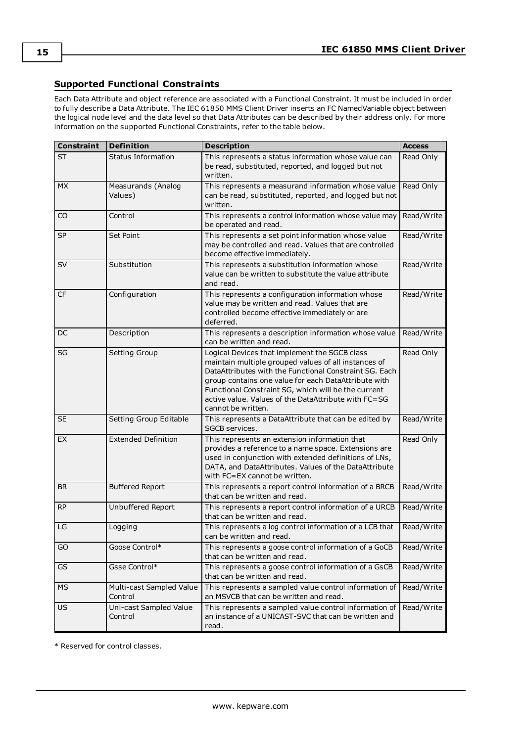## Supported Functional Constraints

Each Data Attribute and object reference are associated with a Functional Constraint. It must be included in order to fully describe a Data Attribute. The IEC 61850 MMS Client Driver inserts an FC NamedVariable object between the logical node level and the data level so that Data Attributes can be described by their address only. For more information on the supported Functional Constraints, refer to the table below.

| Constraint | Definition | Description | Access |
|---|---|---|---|
| ST | Status Information | This represents a status information whose value can be read, substituted, reported, and logged but not written. | Read Only |
| MX | Measurands (Analog Values) | This represents a measurand information whose value can be read, substituted, reported, and logged but not written. | Read Only |
| CO | Control | This represents a control information whose value may be operated and read. | Read/Write |
| SP | Set Point | This represents a set point information whose value may be controlled and read. Values that are controlled become effective immediately. | Read/Write |
| SV | Substitution | This represents a substitution information whose value can be written to substitute the value attribute and read. | Read/Write |
| CF | Configuration | This represents a configuration information whose value may be written and read. Values that are controlled become effective immediately or are deferred. | Read/Write |
| DC | Description | This represents a description information whose value can be written and read. | Read/Write |
| SG | Setting Group | Logical Devices that implement the SGCB class maintain multiple grouped values of all instances of DataAttributes with the Functional Constraint SG. Each group contains one value for each DataAttribute with Functional Constraint SG, which will be the current active value. Values of the DataAttribute with FC=SG cannot be written. | Read Only |
| SE | Setting Group Editable | This represents a DataAttribute that can be edited by SGCB services. | Read/Write |
| EX | Extended Definition | This represents an extension information that provides a reference to a name space. Extensions are used in conjunction with extended definitions of LNs, DATA, and DataAttributes. Values of the DataAttribute with FC=EX cannot be written. | Read Only |
| BR | Buffered Report | This represents a report control information of a BRCB that can be written and read. | Read/Write |
| RP | Unbuffered Report | This represents a report control information of a URCB that can be written and read. | Read/Write |
| LG | Logging | This represents a log control information of a LCB that can be written and read. | Read/Write |
| GO | Goose Control* | This represents a goose control information of a GoCB that can be written and read. | Read/Write |
| GS | Gsse Control* | This represents a goose control information of a GsCB that can be written and read. | Read/Write |
| MS | Multi-cast Sampled Value Control | This represents a sampled value control information of an MSVCB that can be written and read. | Read/Write |
| US | Uni-cast Sampled Value Control | This represents a sampled value control information of an instance of a UNICAST-SVC that can be written and read. | Read/Write |

* Reserved for control classes.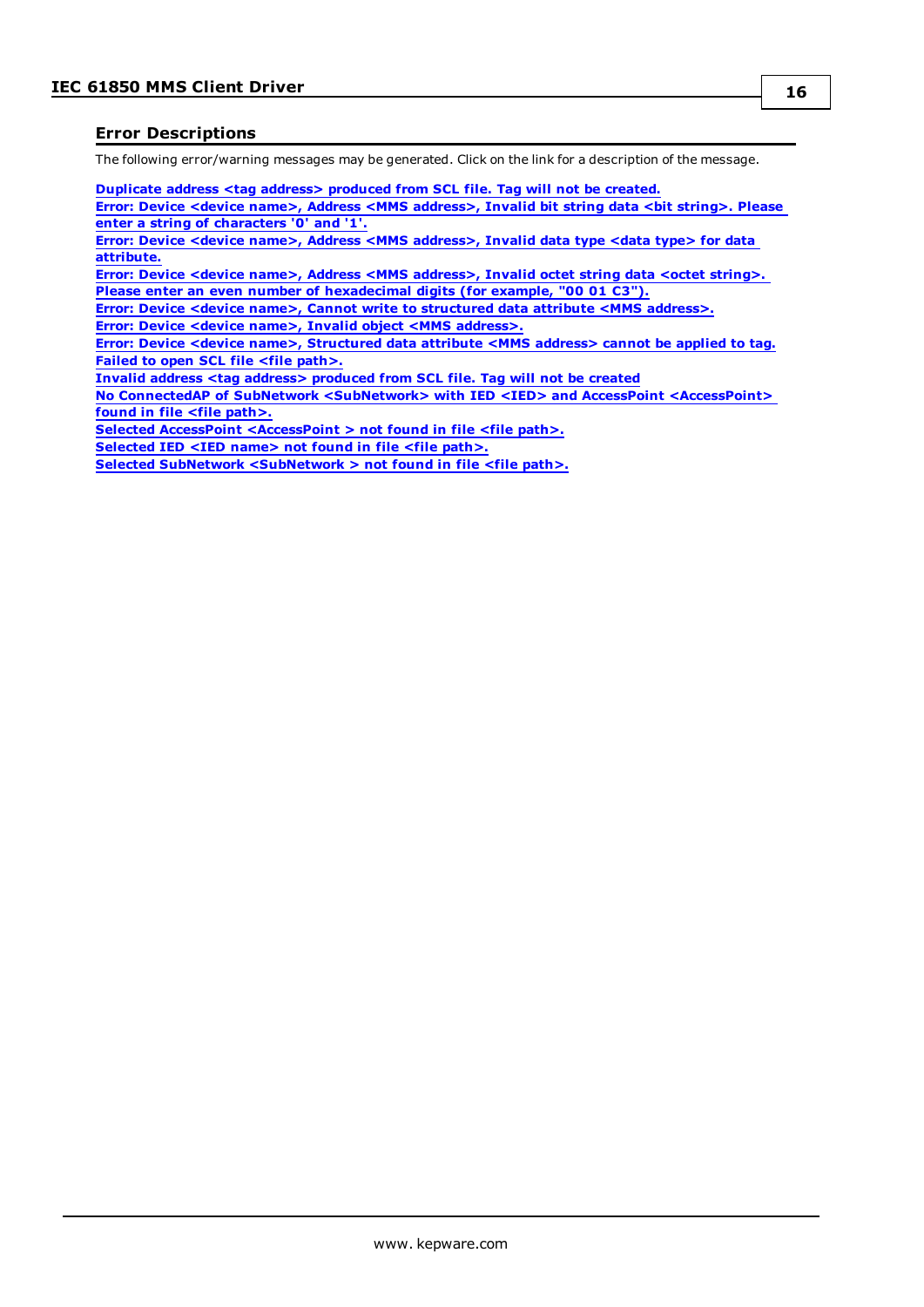## Error Descriptions

The following error/warning messages may be generated. Click on the link for a description of the message.

**Duplicate address <tag address> produced from SCL file. Tag will not be created.**
**Error: Device <device name>, Address <MMS address>, Invalid bit string data <bit string>. Please enter a string of characters '0' and '1'.**
**Error: Device <device name>, Address <MMS address>, Invalid data type <data type> for data attribute.**
**Error: Device <device name>, Address <MMS address>, Invalid octet string data <octet string>. Please enter an even number of hexadecimal digits (for example, "00 01 C3").**
**Error: Device <device name>, Cannot write to structured data attribute <MMS address>.**
**Error: Device <device name>, Invalid object <MMS address>.**
**Error: Device <device name>, Structured data attribute <MMS address> cannot be applied to tag.**
**Failed to open SCL file <file path>.**
**Invalid address <tag address> produced from SCL file. Tag will not be created**
**No ConnectedAP of SubNetwork <SubNetwork> with IED <IED> and AccessPoint <AccessPoint> found in file <file path>.**
**Selected AccessPoint <AccessPoint > not found in file <file path>.**
**Selected IED <IED name> not found in file <file path>.**
**Selected SubNetwork <SubNetwork > not found in file <file path>.**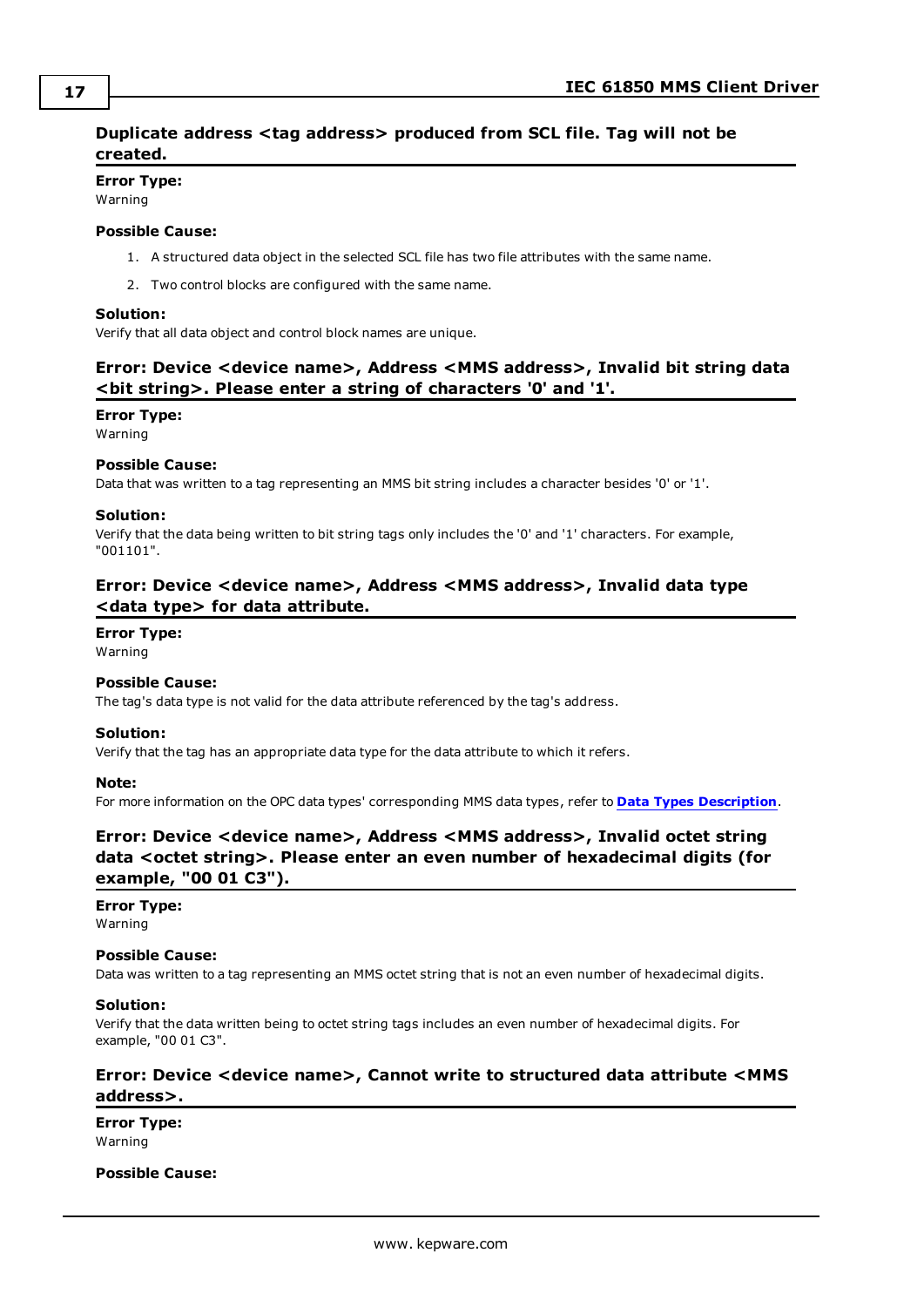## Duplicate address <tag address> produced from SCL file. Tag will not be created.

**Error Type:**
Warning

**Possible Cause:**

1. A structured data object in the selected SCL file has two file attributes with the same name.
2. Two control blocks are configured with the same name.

**Solution:**
Verify that all data object and control block names are unique.

## Error: Device <device name>, Address <MMS address>, Invalid bit string data <bit string>. Please enter a string of characters '0' and '1'.

**Error Type:**
Warning

**Possible Cause:**
Data that was written to a tag representing an MMS bit string includes a character besides '0' or '1'.

**Solution:**
Verify that the data being written to bit string tags only includes the '0' and '1' characters. For example, "001101".

## Error: Device <device name>, Address <MMS address>, Invalid data type <data type> for data attribute.

**Error Type:**
Warning

**Possible Cause:**
The tag's data type is not valid for the data attribute referenced by the tag's address.

**Solution:**
Verify that the tag has an appropriate data type for the data attribute to which it refers.

**Note:**
For more information on the OPC data types' corresponding MMS data types, refer to **Data Types Description**.

## Error: Device <device name>, Address <MMS address>, Invalid octet string data <octet string>. Please enter an even number of hexadecimal digits (for example, "00 01 C3").

**Error Type:**
Warning

**Possible Cause:**
Data was written to a tag representing an MMS octet string that is not an even number of hexadecimal digits.

**Solution:**
Verify that the data written being to octet string tags includes an even number of hexadecimal digits. For example, "00 01 C3".

## Error: Device <device name>, Cannot write to structured data attribute <MMS address>.

**Error Type:**
Warning

**Possible Cause:**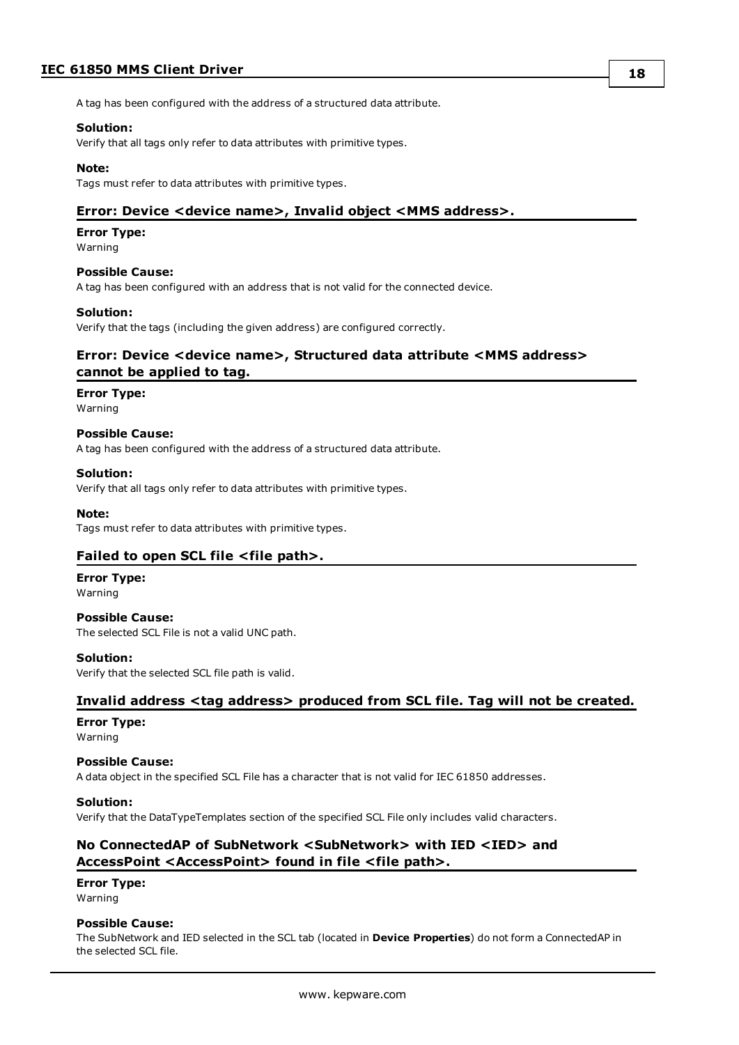A tag has been configured with the address of a structured data attribute.

**Solution:**
Verify that all tags only refer to data attributes with primitive types.

**Note:**
Tags must refer to data attributes with primitive types.

## Error: Device <device name>, Invalid object <MMS address>.

**Error Type:**
Warning

**Possible Cause:**
A tag has been configured with an address that is not valid for the connected device.

**Solution:**
Verify that the tags (including the given address) are configured correctly.

## Error: Device <device name>, Structured data attribute <MMS address> cannot be applied to tag.

**Error Type:**
Warning

**Possible Cause:**
A tag has been configured with the address of a structured data attribute.

**Solution:**
Verify that all tags only refer to data attributes with primitive types.

**Note:**
Tags must refer to data attributes with primitive types.

## Failed to open SCL file <file path>.

**Error Type:**
Warning

**Possible Cause:**
The selected SCL File is not a valid UNC path.

**Solution:**
Verify that the selected SCL file path is valid.

## Invalid address <tag address> produced from SCL file. Tag will not be created.

**Error Type:**
Warning

**Possible Cause:**
A data object in the specified SCL File has a character that is not valid for IEC 61850 addresses.

**Solution:**
Verify that the DataTypeTemplates section of the specified SCL File only includes valid characters.

## No ConnectedAP of SubNetwork <SubNetwork> with IED <IED> and AccessPoint <AccessPoint> found in file <file path>.

**Error Type:**
Warning

**Possible Cause:**
The SubNetwork and IED selected in the SCL tab (located in **Device Properties**) do not form a ConnectedAP in the selected SCL file.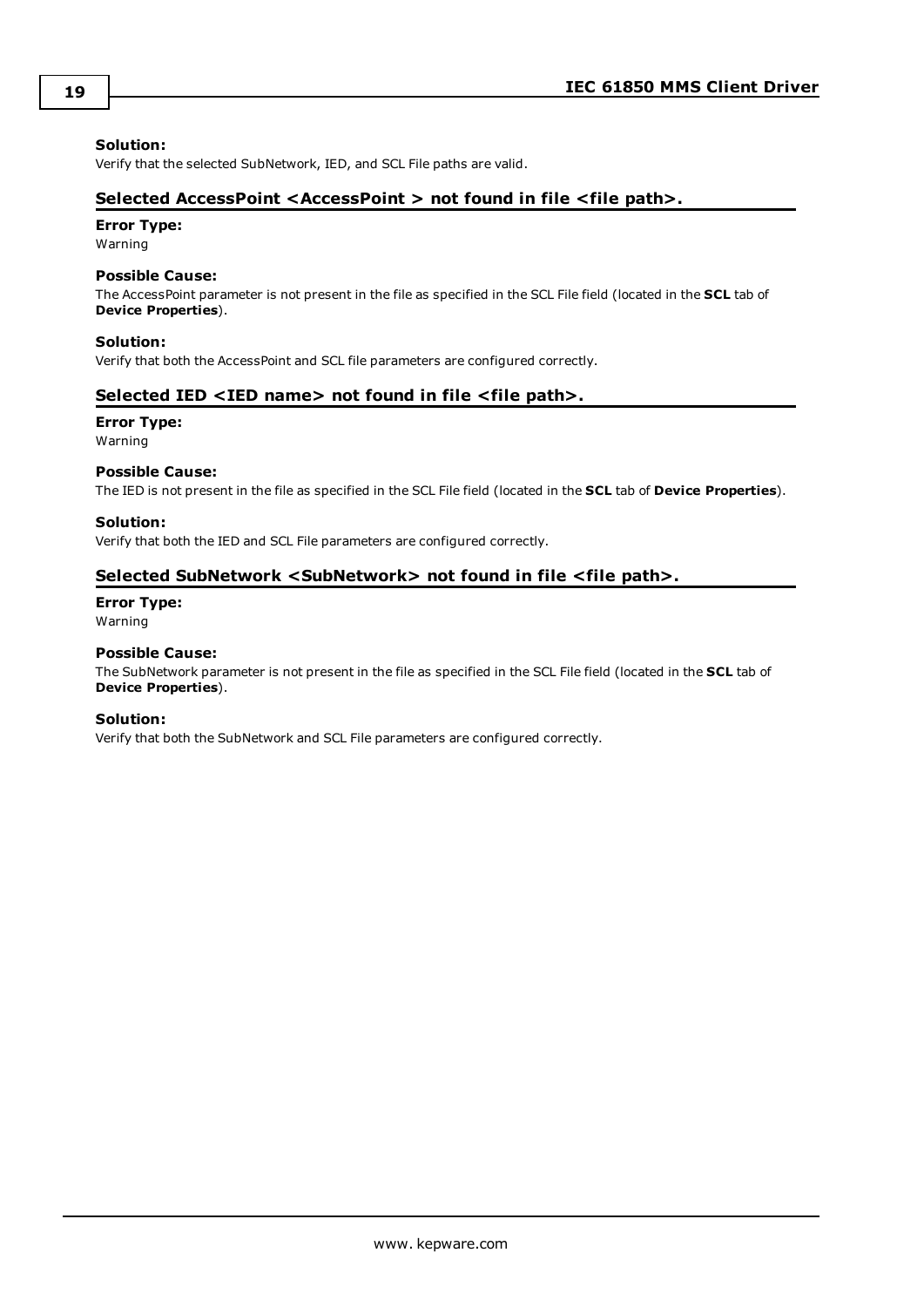**Solution:**
Verify that the selected SubNetwork, IED, and SCL File paths are valid.

### Selected AccessPoint <AccessPoint > not found in file <file path>.

**Error Type:**
Warning

**Possible Cause:**
The AccessPoint parameter is not present in the file as specified in the SCL File field (located in the **SCL** tab of **Device Properties**).

**Solution:**
Verify that both the AccessPoint and SCL file parameters are configured correctly.

### Selected IED <IED name> not found in file <file path>.

**Error Type:**
Warning

**Possible Cause:**
The IED is not present in the file as specified in the SCL File field (located in the **SCL** tab of **Device Properties**).

**Solution:**
Verify that both the IED and SCL File parameters are configured correctly.

### Selected SubNetwork <SubNetwork> not found in file <file path>.

**Error Type:**
Warning

**Possible Cause:**
The SubNetwork parameter is not present in the file as specified in the SCL File field (located in the **SCL** tab of **Device Properties**).

**Solution:**
Verify that both the SubNetwork and SCL File parameters are configured correctly.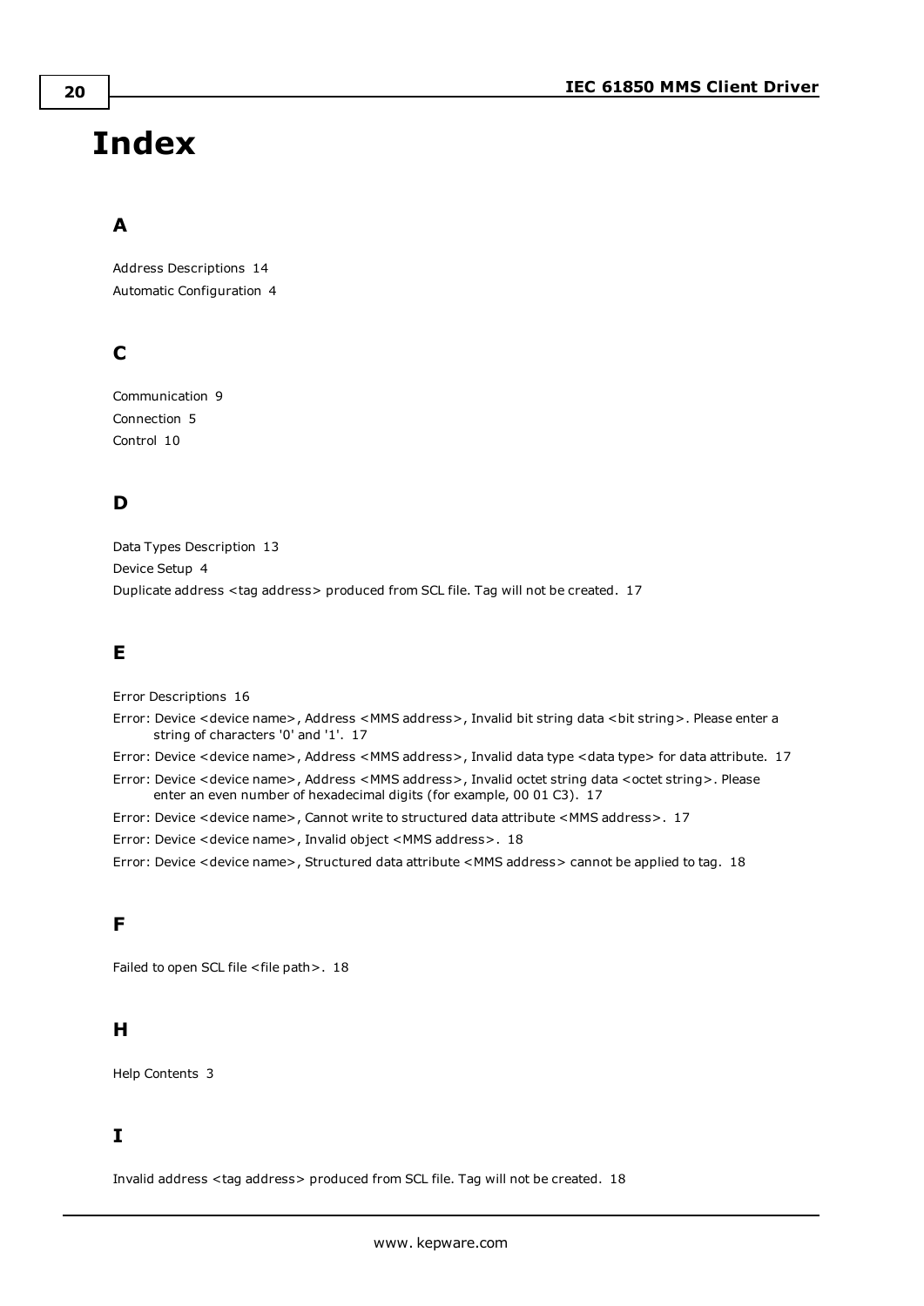# Index

## A

Address Descriptions 14

Automatic Configuration 4

## C

Communication 9

Connection 5

Control 10

## D

Data Types Description 13

Device Setup 4

Duplicate address <tag address> produced from SCL file. Tag will not be created. 17

## E

Error Descriptions 16

Error: Device <device name>, Address <MMS address>, Invalid bit string data <bit string>. Please enter a string of characters '0' and '1'. 17

Error: Device <device name>, Address <MMS address>, Invalid data type <data type> for data attribute. 17

Error: Device <device name>, Address <MMS address>, Invalid octet string data <octet string>. Please enter an even number of hexadecimal digits (for example, 00 01 C3). 17

Error: Device <device name>, Cannot write to structured data attribute <MMS address>. 17

Error: Device <device name>, Invalid object <MMS address>. 18

Error: Device <device name>, Structured data attribute <MMS address> cannot be applied to tag. 18

## F

Failed to open SCL file <file path>. 18

## H

Help Contents 3

## I

Invalid address <tag address> produced from SCL file. Tag will not be created. 18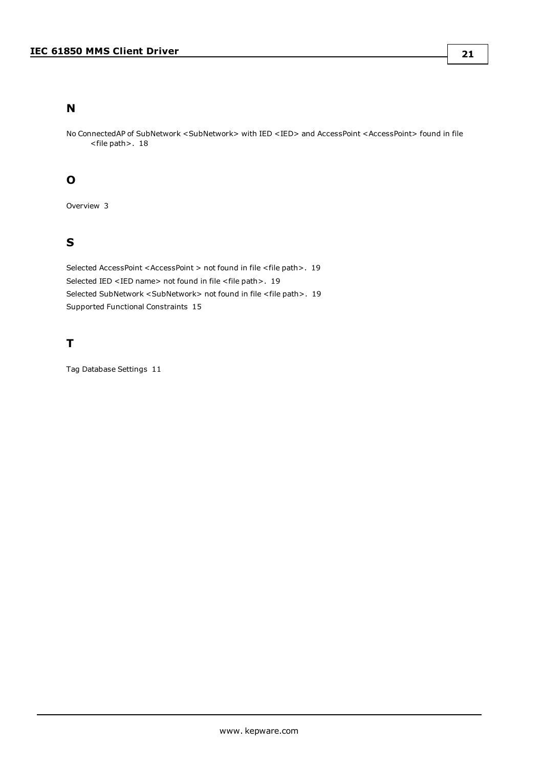## N

No ConnectedAP of SubNetwork <SubNetwork> with IED <IED> and AccessPoint <AccessPoint> found in file <file path>. 18

## O

Overview 3

## S

Selected AccessPoint <AccessPoint > not found in file <file path>. 19

Selected IED <IED name> not found in file <file path>. 19

Selected SubNetwork <SubNetwork> not found in file <file path>. 19

Supported Functional Constraints 15

## T

Tag Database Settings 11